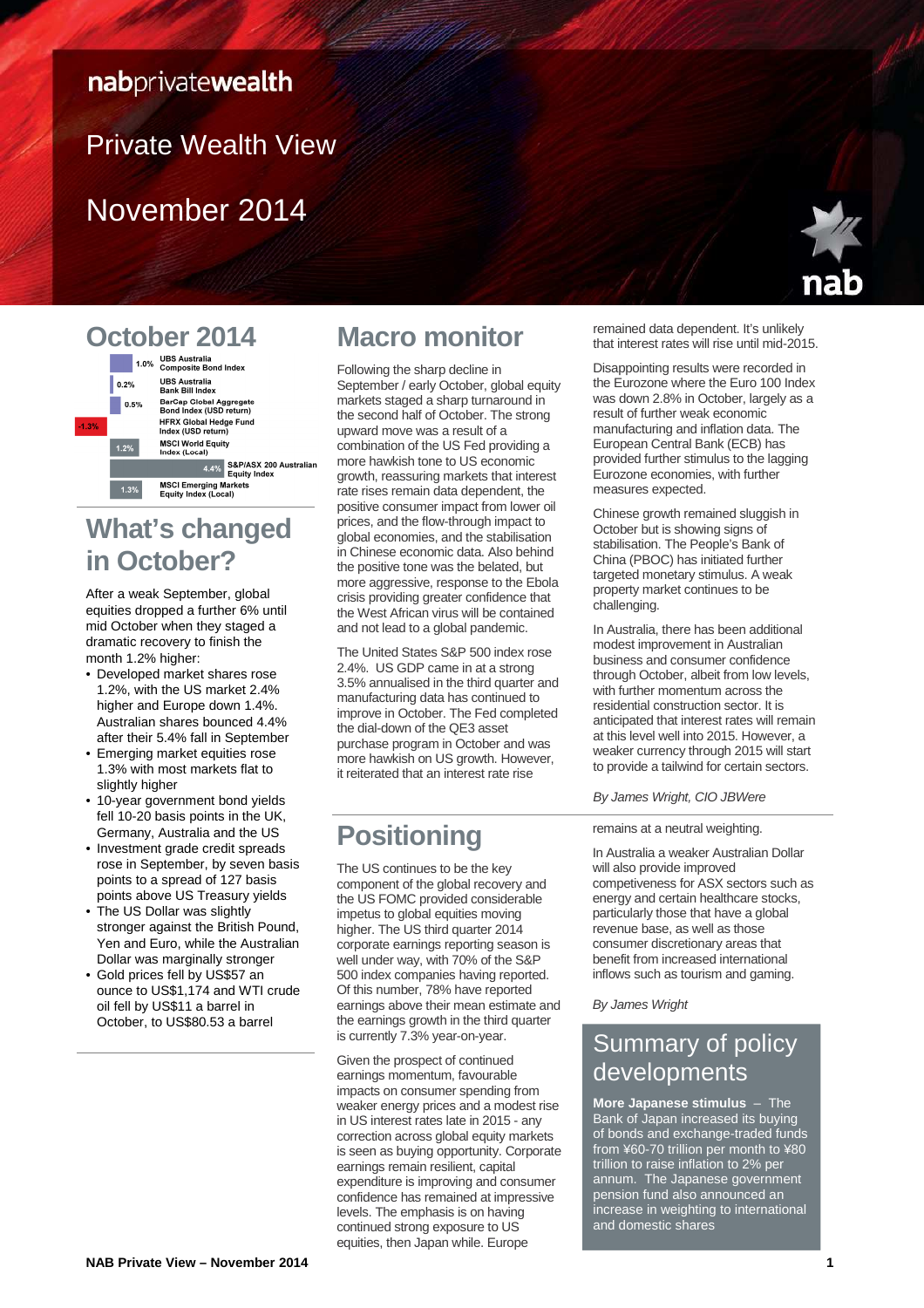nabprivatewealth

# Private Wealth View

# November 2014

## October 2014

| Return | Index |
| --- | --- |
| 1.0% | UBS Australia Composite Bond Index |
| 0.2% | UBS Australia Bank Bill Index |
| 0.5% | BarCap Global Aggregate Bond Index (USD return) |
| -1.3% | HFRX Global Hedge Fund Index (USD return) |
| 1.2% | MSCI World Equity Index (Local) |
| 4.4% | S&P/ASX 200 Australian Equity Index |
| 1.3% | MSCI Emerging Markets Equity Index (Local) |

## What's changed in October?

After a weak September, global equities dropped a further 6% until mid October when they staged a dramatic recovery to finish the month 1.2% higher:

- Developed market shares rose 1.2%, with the US market 2.4% higher and Europe down 1.4%. Australian shares bounced 4.4% after their 5.4% fall in September
- Emerging market equities rose 1.3% with most markets flat to slightly higher
- 10-year government bond yields fell 10-20 basis points in the UK, Germany, Australia and the US
- Investment grade credit spreads rose in September, by seven basis points to a spread of 127 basis points above US Treasury yields
- The US Dollar was slightly stronger against the British Pound, Yen and Euro, while the Australian Dollar was marginally stronger
- Gold prices fell by US$57 an ounce to US$1,174 and WTI crude oil fell by US$11 a barrel in October, to US$80.53 a barrel

## Macro monitor

Following the sharp decline in September / early October, global equity markets staged a sharp turnaround in the second half of October. The strong upward move was a result of a combination of the US Fed providing a more hawkish tone to US economic growth, reassuring markets that interest rate rises remain data dependent, the positive consumer impact from lower oil prices, and the flow-through impact to global economies, and the stabilisation in Chinese economic data. Also behind the positive tone was the belated, but more aggressive, response to the Ebola crisis providing greater confidence that the West African virus will be contained and not lead to a global pandemic.

The United States S&P 500 index rose 2.4%. US GDP came in at a strong 3.5% annualised in the third quarter and manufacturing data has continued to improve in October. The Fed completed the dial-down of the QE3 asset purchase program in October and was more hawkish on US growth. However, it reiterated that an interest rate rise remained data dependent. It's unlikely that interest rates will rise until mid-2015.

Disappointing results were recorded in the Eurozone where the Euro 100 Index was down 2.8% in October, largely as a result of further weak economic manufacturing and inflation data. The European Central Bank (ECB) has provided further stimulus to the lagging Eurozone economies, with further measures expected.

Chinese growth remained sluggish in October but is showing signs of stabilisation. The People's Bank of China (PBOC) has initiated further targeted monetary stimulus. A weak property market continues to be challenging.

In Australia, there has been additional modest improvement in Australian business and consumer confidence through October, albeit from low levels, with further momentum across the residential construction sector. It is anticipated that interest rates will remain at this level well into 2015. However, a weaker currency through 2015 will start to provide a tailwind for certain sectors.

*By James Wright, CIO JBWere*

## Positioning

The US continues to be the key component of the global recovery and the US FOMC provided considerable impetus to global equities moving higher. The US third quarter 2014 corporate earnings reporting season is well under way, with 70% of the S&P 500 index companies having reported. Of this number, 78% have reported earnings above their mean estimate and the earnings growth in the third quarter is currently 7.3% year-on-year.

Given the prospect of continued earnings momentum, favourable impacts on consumer spending from weaker energy prices and a modest rise in US interest rates late in 2015 - any correction across global equity markets is seen as buying opportunity. Corporate earnings remain resilient, capital expenditure is improving and consumer confidence has remained at impressive levels. The emphasis is on having continued strong exposure to US equities, then Japan while. Europe remains at a neutral weighting.

In Australia a weaker Australian Dollar will also provide improved competiveness for ASX sectors such as energy and certain healthcare stocks, particularly those that have a global revenue base, as well as those consumer discretionary areas that benefit from increased international inflows such as tourism and gaming.

*By James Wright*

## Summary of policy developments

**More Japanese stimulus** – The Bank of Japan increased its buying of bonds and exchange-traded funds from ¥60-70 trillion per month to ¥80 trillion to raise inflation to 2% per annum. The Japanese government pension fund also announced an increase in weighting to international and domestic shares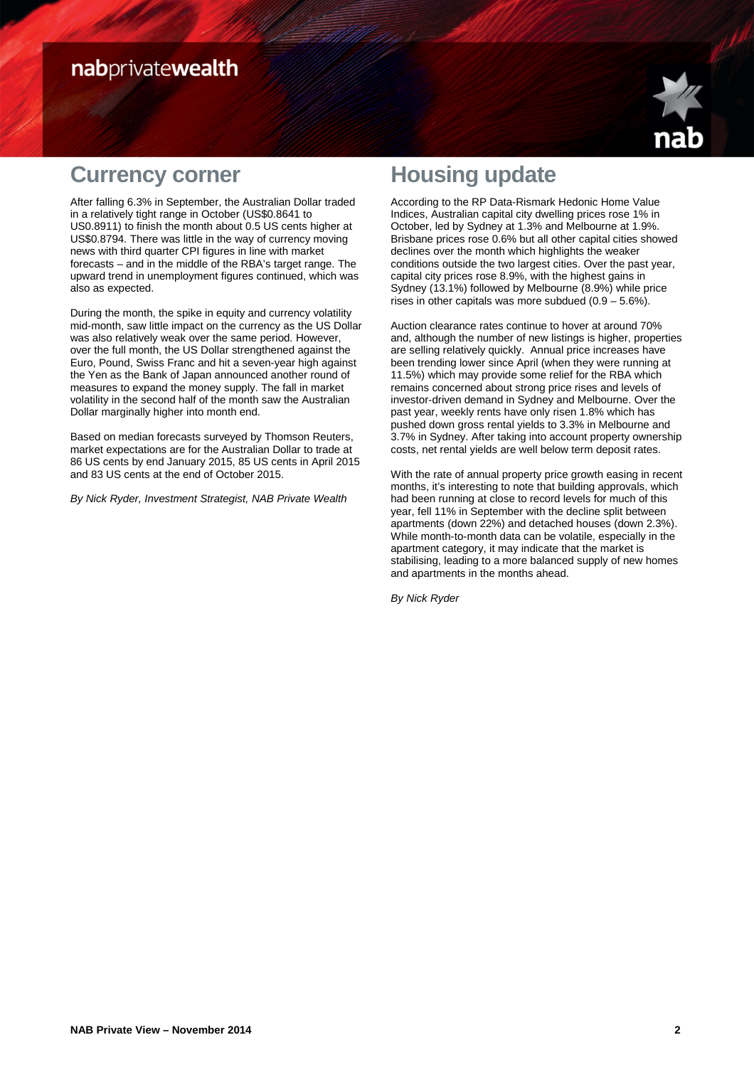## Currency corner

After falling 6.3% in September, the Australian Dollar traded in a relatively tight range in October (US$0.8641 to US0.8911) to finish the month about 0.5 US cents higher at US$0.8794. There was little in the way of currency moving news with third quarter CPI figures in line with market forecasts – and in the middle of the RBA's target range. The upward trend in unemployment figures continued, which was also as expected.

During the month, the spike in equity and currency volatility mid-month, saw little impact on the currency as the US Dollar was also relatively weak over the same period. However, over the full month, the US Dollar strengthened against the Euro, Pound, Swiss Franc and hit a seven-year high against the Yen as the Bank of Japan announced another round of measures to expand the money supply. The fall in market volatility in the second half of the month saw the Australian Dollar marginally higher into month end.

Based on median forecasts surveyed by Thomson Reuters, market expectations are for the Australian Dollar to trade at 86 US cents by end January 2015, 85 US cents in April 2015 and 83 US cents at the end of October 2015.

*By Nick Ryder, Investment Strategist, NAB Private Wealth*

## Housing update

According to the RP Data-Rismark Hedonic Home Value Indices, Australian capital city dwelling prices rose 1% in October, led by Sydney at 1.3% and Melbourne at 1.9%. Brisbane prices rose 0.6% but all other capital cities showed declines over the month which highlights the weaker conditions outside the two largest cities. Over the past year, capital city prices rose 8.9%, with the highest gains in Sydney (13.1%) followed by Melbourne (8.9%) while price rises in other capitals was more subdued (0.9 – 5.6%).

Auction clearance rates continue to hover at around 70% and, although the number of new listings is higher, properties are selling relatively quickly. Annual price increases have been trending lower since April (when they were running at 11.5%) which may provide some relief for the RBA which remains concerned about strong price rises and levels of investor-driven demand in Sydney and Melbourne. Over the past year, weekly rents have only risen 1.8% which has pushed down gross rental yields to 3.3% in Melbourne and 3.7% in Sydney. After taking into account property ownership costs, net rental yields are well below term deposit rates.

With the rate of annual property price growth easing in recent months, it's interesting to note that building approvals, which had been running at close to record levels for much of this year, fell 11% in September with the decline split between apartments (down 22%) and detached houses (down 2.3%). While month-to-month data can be volatile, especially in the apartment category, it may indicate that the market is stabilising, leading to a more balanced supply of new homes and apartments in the months ahead.

*By Nick Ryder*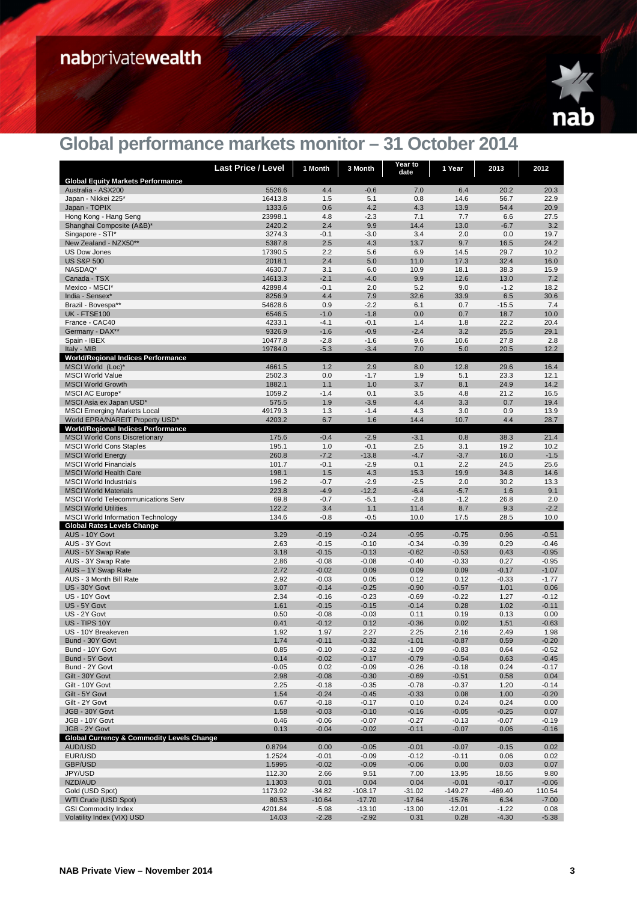# Global performance markets monitor – 31 October 2014

| | Last Price / Level | 1 Month | 3 Month | Year to date | 1 Year | 2013 | 2012 |
|---|---|---|---|---|---|---|---|
| **Global Equity Markets Performance** | | | | | | | |
| Australia - ASX200 | 5526.6 | 4.4 | -0.6 | 7.0 | 6.4 | 20.2 | 20.3 |
| Japan - Nikkei 225* | 16413.8 | 1.5 | 5.1 | 0.8 | 14.6 | 56.7 | 22.9 |
| Japan - TOPIX | 1333.6 | 0.6 | 4.2 | 4.3 | 13.9 | 54.4 | 20.9 |
| Hong Kong - Hang Seng | 23998.1 | 4.8 | -2.3 | 7.1 | 7.7 | 6.6 | 27.5 |
| Shanghai Composite (A&B)* | 2420.2 | 2.4 | 9.9 | 14.4 | 13.0 | -6.7 | 3.2 |
| Singapore - STI* | 3274.3 | -0.1 | -3.0 | 3.4 | 2.0 | 0.0 | 19.7 |
| New Zealand - NZX50** | 5387.8 | 2.5 | 4.3 | 13.7 | 9.7 | 16.5 | 24.2 |
| US Dow Jones | 17390.5 | 2.2 | 5.6 | 6.9 | 14.5 | 29.7 | 10.2 |
| US S&P 500 | 2018.1 | 2.4 | 5.0 | 11.0 | 17.3 | 32.4 | 16.0 |
| NASDAQ* | 4630.7 | 3.1 | 6.0 | 10.9 | 18.1 | 38.3 | 15.9 |
| Canada - TSX | 14613.3 | -2.1 | -4.0 | 9.9 | 12.6 | 13.0 | 7.2 |
| Mexico - MSCI* | 42898.4 | -0.1 | 2.0 | 5.2 | 9.0 | -1.2 | 18.2 |
| India - Sensex* | 8256.9 | 4.4 | 7.9 | 32.6 | 33.9 | 6.5 | 30.6 |
| Brazil - Bovespa** | 54628.6 | 0.9 | -2.2 | 6.1 | 0.7 | -15.5 | 7.4 |
| UK - FTSE100 | 6546.5 | -1.0 | -1.8 | 0.0 | 0.7 | 18.7 | 10.0 |
| France - CAC40 | 4233.1 | -4.1 | -0.1 | 1.4 | 1.8 | 22.2 | 20.4 |
| Germany - DAX** | 9326.9 | -1.6 | -0.9 | -2.4 | 3.2 | 25.5 | 29.1 |
| Spain - IBEX | 10477.8 | -2.8 | -1.6 | 9.6 | 10.6 | 27.8 | 2.8 |
| Italy - MIB | 19784.0 | -5.3 | -3.4 | 7.0 | 5.0 | 20.5 | 12.2 |
| **World/Regional Indices Performance** | | | | | | | |
| MSCI World (Loc)* | 4661.5 | 1.2 | 2.9 | 8.0 | 12.8 | 29.6 | 16.4 |
| MSCI World Value | 2502.3 | 0.0 | -1.7 | 1.9 | 5.1 | 23.3 | 12.1 |
| MSCI World Growth | 1882.1 | 1.1 | 1.0 | 3.7 | 8.1 | 24.9 | 14.2 |
| MSCI AC Europe* | 1059.2 | -1.4 | 0.1 | 3.5 | 4.8 | 21.2 | 16.5 |
| MSCI Asia ex Japan USD* | 575.5 | 1.9 | -3.9 | 4.4 | 3.3 | 0.7 | 19.4 |
| MSCI Emerging Markets Local | 49179.3 | 1.3 | -1.4 | 4.3 | 3.0 | 0.9 | 13.9 |
| World EPRA/NAREIT Property USD* | 4203.2 | 6.7 | 1.6 | 14.4 | 10.7 | 4.4 | 28.7 |
| **World/Regional Indices Performance** | | | | | | | |
| MSCI World Cons Discretionary | 175.6 | -0.4 | -2.9 | -3.1 | 0.8 | 38.3 | 21.4 |
| MSCI World Cons Staples | 195.1 | 1.0 | -0.1 | 2.5 | 3.1 | 19.2 | 10.2 |
| MSCI World Energy | 260.8 | -7.2 | -13.8 | -4.7 | -3.7 | 16.0 | -1.5 |
| MSCI World Financials | 101.7 | -0.1 | -2.9 | 0.1 | 2.2 | 24.5 | 25.6 |
| MSCI World Health Care | 198.1 | 1.5 | 4.3 | 15.3 | 19.9 | 34.8 | 14.6 |
| MSCI World Industrials | 196.2 | -0.7 | -2.9 | -2.5 | 2.0 | 30.2 | 13.3 |
| MSCI World Materials | 223.8 | -4.9 | -12.2 | -6.4 | -5.7 | 1.6 | 9.1 |
| MSCI World Telecommunications Serv | 69.8 | -0.7 | -5.1 | -2.8 | -1.2 | 26.8 | 2.0 |
| MSCI World Utilities | 122.2 | 3.4 | 1.1 | 11.4 | 8.7 | 9.3 | -2.2 |
| MSCI World Information Technology | 134.6 | -0.8 | -0.5 | 10.0 | 17.5 | 28.5 | 10.0 |
| **Global Rates Levels Change** | | | | | | | |
| AUS - 10Y Govt | 3.29 | -0.19 | -0.24 | -0.95 | -0.75 | 0.96 | -0.51 |
| AUS - 3Y Govt | 2.63 | -0.15 | -0.10 | -0.34 | -0.39 | 0.29 | -0.46 |
| AUS - 5Y Swap Rate | 3.18 | -0.15 | -0.13 | -0.62 | -0.53 | 0.43 | -0.95 |
| AUS - 3Y Swap Rate | 2.86 | -0.08 | -0.08 | -0.40 | -0.33 | 0.27 | -0.95 |
| AUS – 1Y Swap Rate | 2.72 | -0.02 | 0.09 | 0.09 | 0.09 | -0.17 | -1.07 |
| AUS - 3 Month Bill Rate | 2.92 | -0.03 | 0.05 | 0.12 | 0.12 | -0.33 | -1.77 |
| US - 30Y Govt | 3.07 | -0.14 | -0.25 | -0.90 | -0.57 | 1.01 | 0.06 |
| US - 10Y Govt | 2.34 | -0.16 | -0.23 | -0.69 | -0.22 | 1.27 | -0.12 |
| US - 5Y Govt | 1.61 | -0.15 | -0.15 | -0.14 | 0.28 | 1.02 | -0.11 |
| US - 2Y Govt | 0.50 | -0.08 | -0.03 | 0.11 | 0.19 | 0.13 | 0.00 |
| US - TIPS 10Y | 0.41 | -0.12 | 0.12 | -0.36 | 0.02 | 1.51 | -0.63 |
| US - 10Y Breakeven | 1.92 | 1.97 | 2.27 | 2.25 | 2.16 | 2.49 | 1.98 |
| Bund - 30Y Govt | 1.74 | -0.11 | -0.32 | -1.01 | -0.87 | 0.59 | -0.20 |
| Bund - 10Y Govt | 0.85 | -0.10 | -0.32 | -1.09 | -0.83 | 0.64 | -0.52 |
| Bund - 5Y Govt | 0.14 | -0.02 | -0.17 | -0.79 | -0.54 | 0.63 | -0.45 |
| Bund - 2Y Govt | -0.05 | 0.02 | -0.09 | -0.26 | -0.18 | 0.24 | -0.17 |
| Gilt - 30Y Govt | 2.98 | -0.08 | -0.30 | -0.69 | -0.51 | 0.58 | 0.04 |
| Gilt - 10Y Govt | 2.25 | -0.18 | -0.35 | -0.78 | -0.37 | 1.20 | -0.14 |
| Gilt - 5Y Govt | 1.54 | -0.24 | -0.45 | -0.33 | 0.08 | 1.00 | -0.20 |
| Gilt - 2Y Govt | 0.67 | -0.18 | -0.17 | 0.10 | 0.24 | 0.24 | 0.00 |
| JGB - 30Y Govt | 1.58 | -0.03 | -0.10 | -0.16 | -0.05 | -0.25 | 0.07 |
| JGB - 10Y Govt | 0.46 | -0.06 | -0.07 | -0.27 | -0.13 | -0.07 | -0.19 |
| JGB - 2Y Govt | 0.13 | -0.04 | -0.02 | -0.11 | -0.07 | 0.06 | -0.16 |
| **Global Currency & Commodity Levels Change** | | | | | | | |
| AUD/USD | 0.8794 | 0.00 | -0.05 | -0.01 | -0.07 | -0.15 | 0.02 |
| EUR/USD | 1.2524 | -0.01 | -0.09 | -0.12 | -0.11 | 0.06 | 0.02 |
| GBP/USD | 1.5995 | -0.02 | -0.09 | -0.06 | 0.00 | 0.03 | 0.07 |
| JPY/USD | 112.30 | 2.66 | 9.51 | 7.00 | 13.95 | 18.56 | 9.80 |
| NZD/AUD | 1.1303 | 0.01 | 0.04 | 0.04 | -0.01 | -0.17 | -0.06 |
| Gold (USD Spot) | 1173.92 | -34.82 | -108.17 | -31.02 | -149.27 | -469.40 | 110.54 |
| WTI Crude (USD Spot) | 80.53 | -10.64 | -17.70 | -17.64 | -15.76 | 6.34 | -7.00 |
| GSI Commodity Index | 4201.84 | -5.98 | -13.10 | -13.00 | -12.01 | -1.22 | 0.08 |
| Volatility Index (VIX) USD | 14.03 | -2.28 | -2.92 | 0.31 | 0.28 | -4.30 | -5.38 |